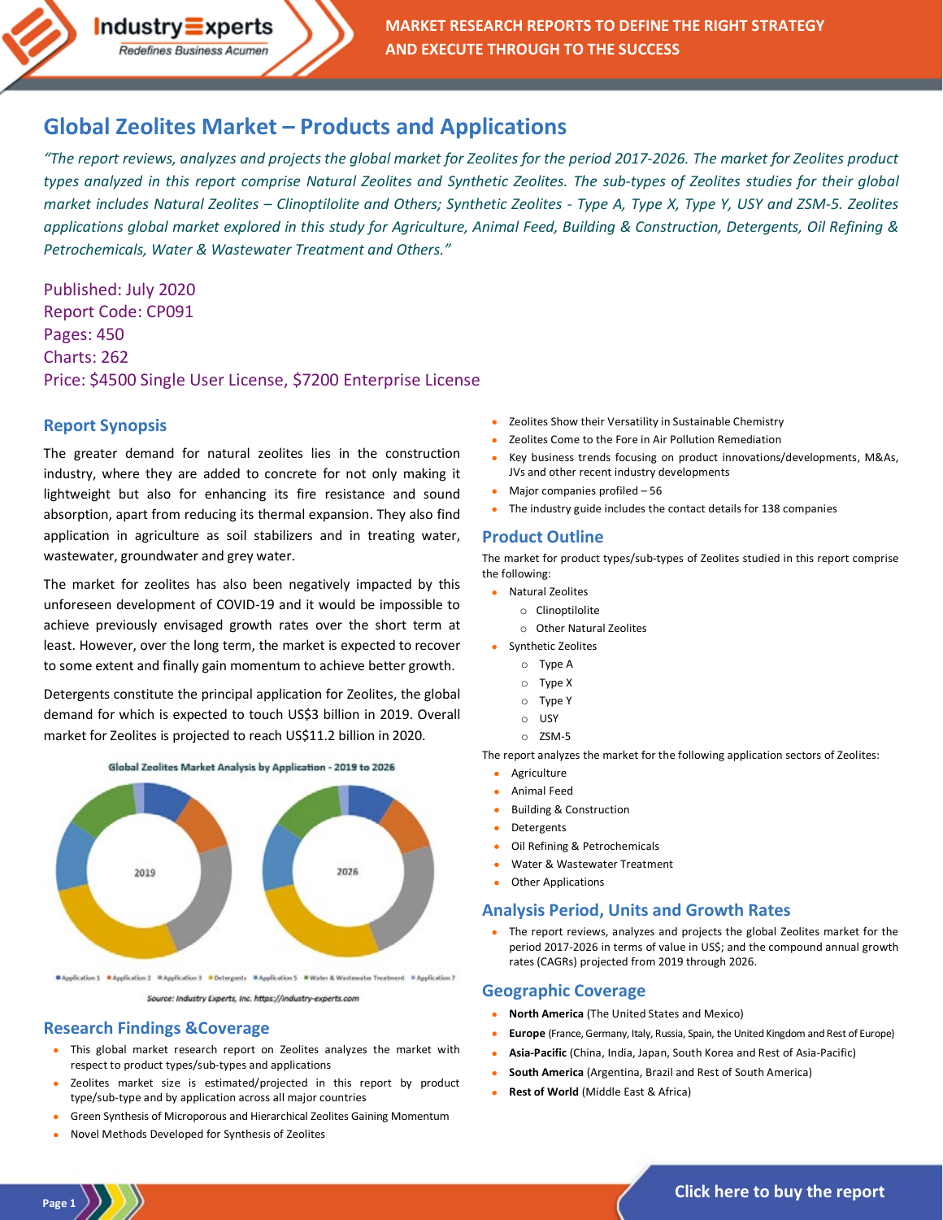# Global Zeolites Market – Products and Applications

*"The report reviews, analyzes and projects the global market for Zeolites for the period 2017-2026. The market for Zeolites product types analyzed in this report comprise Natural Zeolites and Synthetic Zeolites. The sub-types of Zeolites studies for their global market includes Natural Zeolites – Clinoptilolite and Others; Synthetic Zeolites - Type A, Type X, Type Y, USY and ZSM-5. Zeolites applications global market explored in this study for Agriculture, Animal Feed, Building & Construction, Detergents, Oil Refining & Petrochemicals, Water & Wastewater Treatment and Others."*

Published: July 2020
Report Code: CP091
Pages: 450
Charts: 262
Price: $4500 Single User License, $7200 Enterprise License

## Report Synopsis

The greater demand for natural zeolites lies in the construction industry, where they are added to concrete for not only making it lightweight but also for enhancing its fire resistance and sound absorption, apart from reducing its thermal expansion. They also find application in agriculture as soil stabilizers and in treating water, wastewater, groundwater and grey water.

The market for zeolites has also been negatively impacted by this unforeseen development of COVID-19 and it would be impossible to achieve previously envisaged growth rates over the short term at least. However, over the long term, the market is expected to recover to some extent and finally gain momentum to achieve better growth.

Detergents constitute the principal application for Zeolites, the global demand for which is expected to touch US$3 billion in 2019. Overall market for Zeolites is projected to reach US$11.2 billion in 2020.

Global Zeolites Market Analysis by Application - 2019 to 2026

Application 1 · Application 2 · Application 3 · Detergents · Application 5 · Water & Wastewater Treatment · Application 7

Source: Industry Experts, Inc. https://industry-experts.com

## Research Findings &Coverage

- This global market research report on Zeolites analyzes the market with respect to product types/sub-types and applications
- Zeolites market size is estimated/projected in this report by product type/sub-type and by application across all major countries
- Green Synthesis of Microporous and Hierarchical Zeolites Gaining Momentum
- Novel Methods Developed for Synthesis of Zeolites
- Zeolites Show their Versatility in Sustainable Chemistry
- Zeolites Come to the Fore in Air Pollution Remediation
- Key business trends focusing on product innovations/developments, M&As, JVs and other recent industry developments
- Major companies profiled – 56
- The industry guide includes the contact details for 138 companies

## Product Outline

The market for product types/sub-types of Zeolites studied in this report comprise the following:

- Natural Zeolites
  - Clinoptilolite
  - Other Natural Zeolites
- Synthetic Zeolites
  - Type A
  - Type X
  - Type Y
  - USY
  - ZSM-5

The report analyzes the market for the following application sectors of Zeolites:

- Agriculture
- Animal Feed
- Building & Construction
- Detergents
- Oil Refining & Petrochemicals
- Water & Wastewater Treatment
- Other Applications

## Analysis Period, Units and Growth Rates

- The report reviews, analyzes and projects the global Zeolites market for the period 2017-2026 in terms of value in US$; and the compound annual growth rates (CAGRs) projected from 2019 through 2026.

## Geographic Coverage

- **North America** (The United States and Mexico)
- **Europe** (France, Germany, Italy, Russia, Spain, the United Kingdom and Rest of Europe)
- **Asia-Pacific** (China, India, Japan, South Korea and Rest of Asia-Pacific)
- **South America** (Argentina, Brazil and Rest of South America)
- **Rest of World** (Middle East & Africa)

Click here to buy the report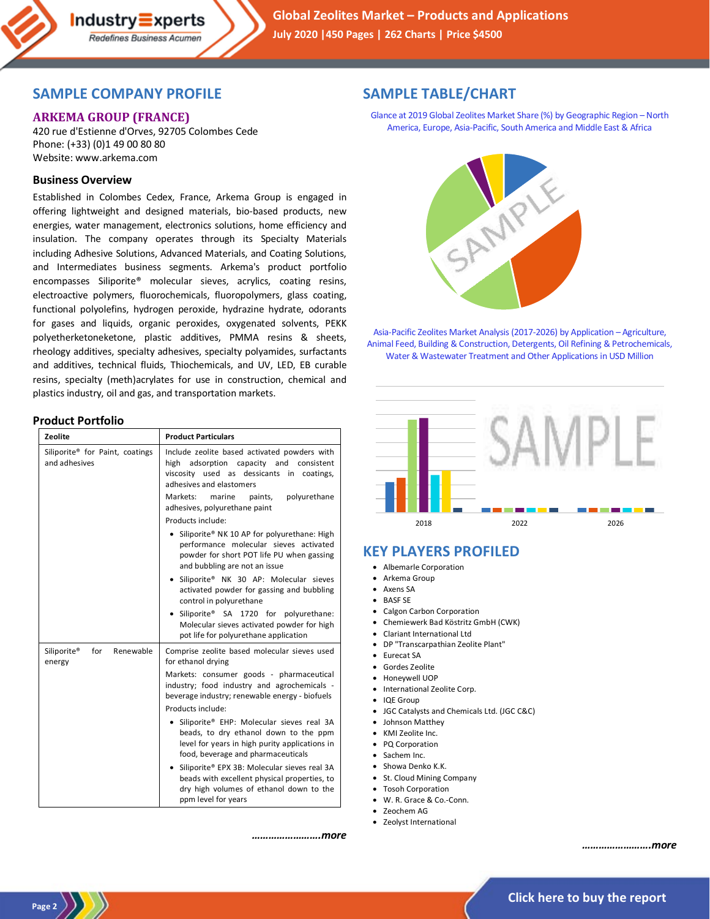## SAMPLE COMPANY PROFILE

### ARKEMA GROUP (FRANCE)

420 rue d'Estienne d'Orves, 92705 Colombes Cede
Phone: (+33) (0)1 49 00 80 80
Website: www.arkema.com

### Business Overview

Established in Colombes Cedex, France, Arkema Group is engaged in offering lightweight and designed materials, bio-based products, new energies, water management, electronics solutions, home efficiency and insulation. The company operates through its Specialty Materials including Adhesive Solutions, Advanced Materials, and Coating Solutions, and Intermediates business segments. Arkema's product portfolio encompasses Siliporite® molecular sieves, acrylics, coating resins, electroactive polymers, fluorochemicals, fluoropolymers, glass coating, functional polyolefins, hydrogen peroxide, hydrazine hydrate, odorants for gases and liquids, organic peroxides, oxygenated solvents, PEKK polyetherketoneketone, plastic additives, PMMA resins & sheets, rheology additives, specialty adhesives, specialty polyamides, surfactants and additives, technical fluids, Thiochemicals, and UV, LED, EB curable resins, specialty (meth)acrylates for use in construction, chemical and plastics industry, oil and gas, and transportation markets.

### Product Portfolio

| Zeolite | Product Particulars |
|---|---|
| Siliporite® for Paint, coatings and adhesives | Include zeolite based activated powders with high adsorption capacity and consistent viscosity used as dessicants in coatings, adhesives and elastomers<br>Markets: marine paints, polyurethane adhesives, polyurethane paint<br>Products include:<br>• Siliporite® NK 10 AP for polyurethane: High performance molecular sieves activated powder for short POT life PU when gassing and bubbling are not an issue<br>• Siliporite® NK 30 AP: Molecular sieves activated powder for gassing and bubbling control in polyurethane<br>• Siliporite® SA 1720 for polyurethane: Molecular sieves activated powder for high pot life for polyurethane application |
| Siliporite® for Renewable energy | Comprise zeolite based molecular sieves used for ethanol drying<br>Markets: consumer goods - pharmaceutical industry; food industry and agrochemicals - beverage industry; renewable energy - biofuels<br>Products include:<br>• Siliporite® EHP: Molecular sieves real 3A beads, to dry ethanol down to the ppm level for years in high purity applications in food, beverage and pharmaceuticals<br>• Siliporite® EPX 3B: Molecular sieves real 3A beads with excellent physical properties, to dry high volumes of ethanol down to the ppm level for years |

***……………………more***

## SAMPLE TABLE/CHART

Glance at 2019 Global Zeolites Market Share (%) by Geographic Region – North America, Europe, Asia-Pacific, South America and Middle East & Africa

Asia-Pacific Zeolites Market Analysis (2017-2026) by Application – Agriculture, Animal Feed, Building & Construction, Detergents, Oil Refining & Petrochemicals, Water & Wastewater Treatment and Other Applications in USD Million

## KEY PLAYERS PROFILED

- Albemarle Corporation
- Arkema Group
- Axens SA
- BASF SE
- Calgon Carbon Corporation
- Chemiewerk Bad Köstritz GmbH (CWK)
- Clariant International Ltd
- DP "Transcarpathian Zeolite Plant"
- Eurecat SA
- Gordes Zeolite
- Honeywell UOP
- International Zeolite Corp.
- IQE Group
- JGC Catalysts and Chemicals Ltd. (JGC C&C)
- Johnson Matthey
- KMI Zeolite Inc.
- PQ Corporation
- Sachem Inc.
- Showa Denko K.K.
- St. Cloud Mining Company
- Tosoh Corporation
- W. R. Grace & Co.-Conn.
- Zeochem AG
- Zeolyst International

***……………………more***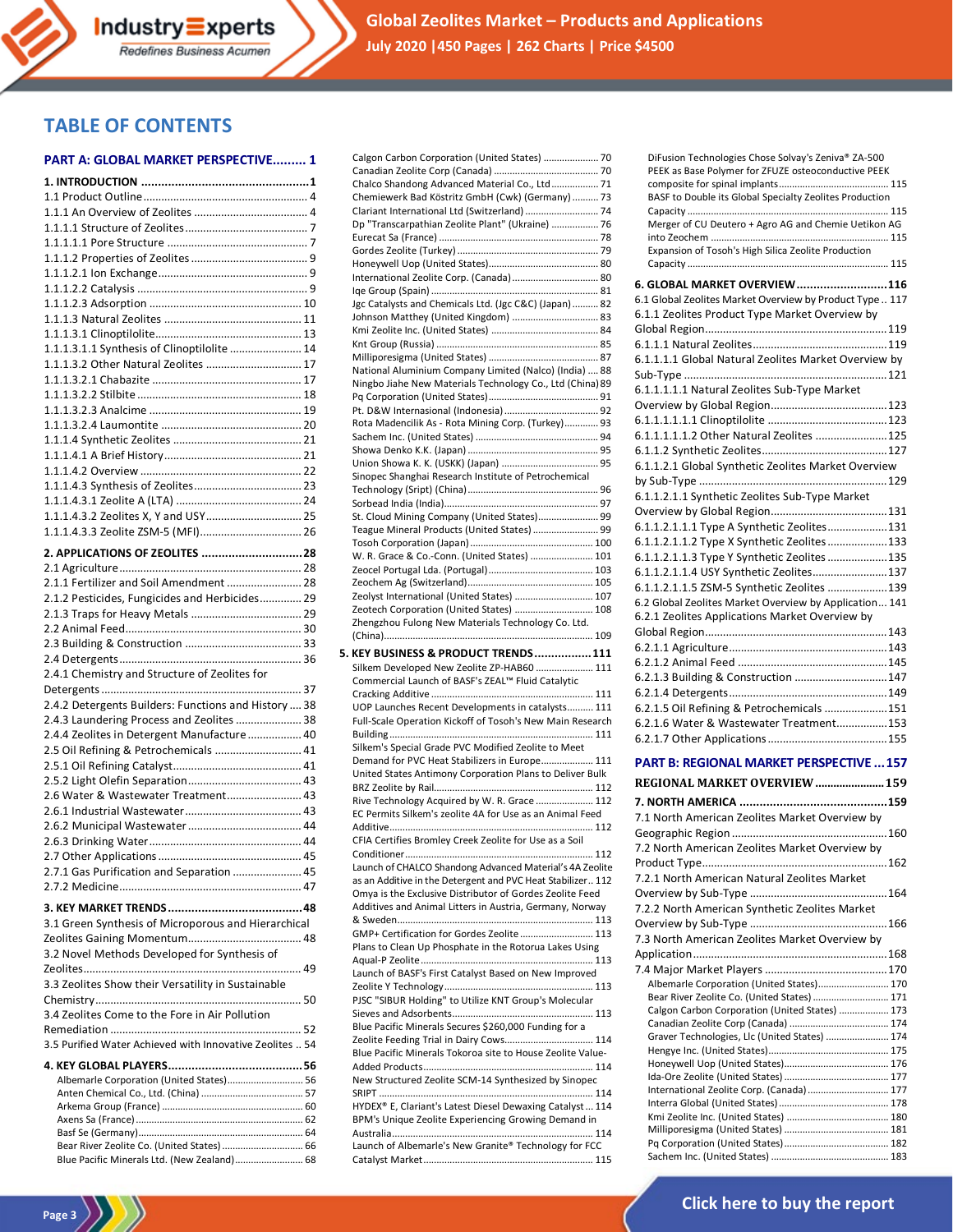# TABLE OF CONTENTS

## PART A: GLOBAL MARKET PERSPECTIVE......... 1

**1. INTRODUCTION ................................................. 1**

1.1 Product Outline ...................................................... 4
1.1.1 An Overview of Zeolites ...................................... 4
1.1.1.1 Structure of Zeolites ......................................... 7
1.1.1.1.1 Pore Structure .............................................. 7
1.1.1.2 Properties of Zeolites ....................................... 9
1.1.1.2.1 Ion Exchange ................................................. 9
1.1.1.2.2 Catalysis ........................................................ 9
1.1.1.2.3 Adsorption .................................................. 10
1.1.1.3 Natural Zeolites ............................................. 11
1.1.1.3.1 Clinoptilolite ................................................ 13
1.1.1.3.1.1 Synthesis of Clinoptilolite ....................... 14
1.1.1.3.2 Other Natural Zeolites ............................... 17
1.1.1.3.2.1 Chabazite ................................................. 17
1.1.1.3.2.2 Stilbite ...................................................... 18
1.1.1.3.2.3 Analcime .................................................. 19
1.1.1.3.2.4 Laumontite .............................................. 20
1.1.1.4 Synthetic Zeolites .......................................... 21
1.1.1.4.1 A Brief History ............................................. 21
1.1.1.4.2 Overview ..................................................... 22
1.1.1.4.3 Synthesis of Zeolites ................................... 23
1.1.1.4.3.1 Zeolite A (LTA) ......................................... 24
1.1.1.4.3.2 Zeolites X, Y and USY ............................... 25
1.1.1.4.3.3 Zeolite ZSM-5 (MFI) ................................. 26

**2. APPLICATIONS OF ZEOLITES ............................. 28**

2.1 Agriculture ............................................................ 28
2.1.1 Fertilizer and Soil Amendment ......................... 28
2.1.2 Pesticides, Fungicides and Herbicides ............. 29
2.1.3 Traps for Heavy Metals ..................................... 29
2.2 Animal Feed .......................................................... 30
2.3 Building & Construction ....................................... 33
2.4 Detergents ............................................................ 36
2.4.1 Chemistry and Structure of Zeolites for Detergents ................................................................. 37
2.4.2 Detergents Builders: Functions and History .... 38
2.4.3 Laundering Process and Zeolites ..................... 38
2.4.4 Zeolites in Detergent Manufacture .................. 40
2.5 Oil Refining & Petrochemicals ............................. 41
2.5.1 Oil Refining Catalyst .......................................... 41
2.5.2 Light Olefin Separation ...................................... 43
2.6 Water & Wastewater Treatment .......................... 43
2.6.1 Industrial Wastewater ....................................... 43
2.6.2 Municipal Wastewater ...................................... 44
2.6.3 Drinking Water .................................................. 44
2.7 Other Applications ............................................... 45
2.7.1 Gas Purification and Separation ....................... 45
2.7.2 Medicine ............................................................ 47

**3. KEY MARKET TRENDS ........................................ 48**

3.1 Green Synthesis of Microporous and Hierarchical Zeolites Gaining Momentum ...................................... 48
3.2 Novel Methods Developed for Synthesis of Zeolites ....................................................................... 49
3.3 Zeolites Show their Versatility in Sustainable Chemistry .................................................................... 50
3.4 Zeolites Come to the Fore in Air Pollution Remediation ............................................................... 52
3.5 Purified Water Achieved with Innovative Zeolites .. 54

**4. KEY GLOBAL PLAYERS ........................................ 56**

Albemarle Corporation (United States) ............................ 56
Anten Chemical Co., Ltd. (China) ...................................... 57
Arkema Group (France) ..................................................... 60
Axens Sa (France) .............................................................. 62
Basf Se (Germany) .............................................................. 64
Bear River Zeolite Co. (United States) .............................. 66
Blue Pacific Minerals Ltd. (New Zealand) .......................... 68
Calgon Carbon Corporation (United States) ..................... 70
Canadian Zeolite Corp (Canada) ....................................... 70
Chalco Shandong Advanced Material Co., Ltd .................. 71
Chemiewerk Bad Köstritz GmbH (Cwk) (Germany) .......... 73
Clariant International Ltd (Switzerland) ........................... 74
Dp "Transcarpathian Zeolite Plant" (Ukraine) .................. 76
Eurecat Sa (France) ............................................................ 78
Gordes Zeolite (Turkey) ..................................................... 79
Honeywell Uop (United States) ......................................... 80
International Zeolite Corp. (Canada) ................................ 80
Iqe Group (Spain) .............................................................. 81
Jgc Catalysts and Chemicals Ltd. (Jgc C&C) (Japan) .......... 82
Johnson Matthey (United Kingdom) ................................. 83
Kmi Zeolite Inc. (United States) ........................................ 84
Knt Group (Russia) ............................................................. 85
Milliporesigma (United States) ......................................... 87
National Aluminium Company Limited (Nalco) (India) .... 88
Ningbo Jiahe New Materials Technology Co., Ltd (China) 89
Pq Corporation (United States) ......................................... 91
Pt. D&W Internasional (Indonesia) ................................... 92
Rota Madencilik As - Rota Mining Corp. (Turkey) ............. 93
Sachem Inc. (United States) .............................................. 94
Showa Denko K.K. (Japan) ................................................. 95
Union Showa K. K. (USKK) (Japan) .................................... 95
Sinopec Shanghai Research Institute of Petrochemical Technology (Sript) (China) ................................................. 96
Sorbead India (India) .......................................................... 97
St. Cloud Mining Company (United States) ...................... 99
Teague Mineral Products (United States) ........................ 99
Tosoh Corporation (Japan) .............................................. 100
W. R. Grace & Co.-Conn. (United States) ....................... 101
Zeocel Portugal Lda. (Portugal) ....................................... 103
Zeochem Ag (Switzerland) ............................................... 105
Zeolyst International (United States) ............................. 107
Zeotech Corporation (United States) .............................. 108
Zhengzhou Fulong New Materials Technology Co. Ltd. (China) .............................................................................. 109

**5. KEY BUSINESS & PRODUCT TRENDS ................ 111**

Silkem Developed New Zeolite ZP-HAB60 ..................... 111
Commercial Launch of BASF's ZEAL™ Fluid Catalytic Cracking Additive ............................................................ 111
UOP Launches Recent Developments in catalysts .......... 111
Full-Scale Operation Kickoff of Tosoh's New Main Research Building ............................................................................ 111
Silkem's Special Grade PVC Modified Zeolite to Meet Demand for PVC Heat Stabilizers in Europe .................... 111
United States Antimony Corporation Plans to Deliver Bulk BRZ Zeolite by Rail ........................................................... 112
Rive Technology Acquired by W. R. Grace ...................... 112
EC Permits Silkem's zeolite 4A for Use as an Animal Feed Additive ............................................................................. 112
CFIA Certifies Bromley Creek Zeolite for Use as a Soil Conditioner ...................................................................... 112
Launch of CHALCO Shandong Advanced Material's 4A Zeolite as an Additive in the Detergent and PVC Heat Stabilizer .. 112
Omya is the Exclusive Distributor of Gordes Zeolite Feed Additives and Animal Litters in Austria, Germany, Norway & Sweden .......................................................................... 113
GMP+ Certification for Gordes Zeolite ........................... 113
Plans to Clean Up Phosphate in the Rotorua Lakes Using Aqual-P Zeolite ................................................................ 113
Launch of BASF's First Catalyst Based on New Improved Zeolite Y Technology ........................................................ 113
PJSC "SIBUR Holding" to Utilize KNT Group's Molecular Sieves and Adsorbents .................................................... 113
Blue Pacific Minerals Secures $260,000 Funding for a Zeolite Feeding Trial in Dairy Cows .................................. 114
Blue Pacific Minerals Tokoroa site to House Zeolite Value-Added Products ................................................................ 114
New Structured Zeolite SCM-14 Synthesized by Sinopec SRIPT ................................................................................ 114
HYDEX® E, Clariant's Latest Diesel Dewaxing Catalyst ... 114
BPM's Unique Zeolite Experiencing Growing Demand in Australia ........................................................................... 114
Launch of Albemarle's New Granite® Technology for FCC Catalyst Market ................................................................ 115
DiFusion Technologies Chose Solvay's Zeniva® ZA-500 PEEK as Base Polymer for ZFUZE osteoconductive PEEK composite for spinal implants .......................................... 115
BASF to Double its Global Specialty Zeolites Production Capacity ........................................................................... 115
Merger of CU Deutero + Agro AG and Chemie Uetikon AG into Zeochem .................................................................. 115
Expansion of Tosoh's High Silica Zeolite Production Capacity ........................................................................... 115

**6. GLOBAL MARKET OVERVIEW ........................... 116**

6.1 Global Zeolites Market Overview by Product Type .. 117
6.1.1 Zeolites Product Type Market Overview by Global Region ............................................................ 119
6.1.1.1 Natural Zeolites ............................................. 119
6.1.1.1.1 Global Natural Zeolites Market Overview by Sub-Type ................................................................... 121
6.1.1.1.1.1 Natural Zeolites Sub-Type Market Overview by Global Region ....................................... 123
6.1.1.1.1.1.1 Clinoptilolite ........................................ 123
6.1.1.1.1.1.2 Other Natural Zeolites ........................ 125
6.1.1.2 Synthetic Zeolites .......................................... 127
6.1.1.2.1 Global Synthetic Zeolites Market Overview by Sub-Type .............................................................. 129
6.1.1.2.1.1 Synthetic Zeolites Sub-Type Market Overview by Global Region ....................................... 131
6.1.1.2.1.1.1 Type A Synthetic Zeolites .................... 131
6.1.1.2.1.1.2 Type X Synthetic Zeolites .................... 133
6.1.1.2.1.1.3 Type Y Synthetic Zeolites .................... 135
6.1.1.2.1.1.4 USY Synthetic Zeolites ......................... 137
6.1.1.2.1.1.5 ZSM-5 Synthetic Zeolites .................... 139
6.2 Global Zeolites Market Overview by Application ... 141
6.2.1 Zeolites Applications Market Overview by Global Region ............................................................ 143
6.2.1.1 Agriculture ..................................................... 143
6.2.1.2 Animal Feed .................................................. 145
6.2.1.3 Building & Construction ............................... 147
6.2.1.4 Detergents ..................................................... 149
6.2.1.5 Oil Refining & Petrochemicals ..................... 151
6.2.1.6 Water & Wastewater Treatment ................. 153
6.2.1.7 Other Applications ........................................ 155

## PART B: REGIONAL MARKET PERSPECTIVE ... 157

**REGIONAL MARKET OVERVIEW ....................... 159**

**7. NORTH AMERICA ............................................. 159**

7.1 North American Zeolites Market Overview by Geographic Region .................................................... 160
7.2 North American Zeolites Market Overview by Product Type ............................................................. 162
7.2.1 North American Natural Zeolites Market Overview by Sub-Type ............................................. 164
7.2.2 North American Synthetic Zeolites Market Overview by Sub-Type ............................................. 166
7.3 North American Zeolites Market Overview by Application ................................................................ 168
7.4 Major Market Players ......................................... 170
Albemarle Corporation (United States) .......................... 170
Bear River Zeolite Co. (United States) ............................ 171
Calgon Carbon Corporation (United States) ................... 173
Canadian Zeolite Corp (Canada) ..................................... 174
Graver Technologies, Llc (United States) ....................... 174
Hengye Inc. (United States) ............................................ 175
Honeywell Uop (United States) ....................................... 176
Ida-Ore Zeolite (United States) ....................................... 177
International Zeolite Corp. (Canada) .............................. 177
Interra Global (United States) ......................................... 178
Kmi Zeolite Inc. (United States) ...................................... 180
Milliporesigma (United States) ....................................... 181
Pq Corporation (United States) ....................................... 182
Sachem Inc. (United States) ............................................ 183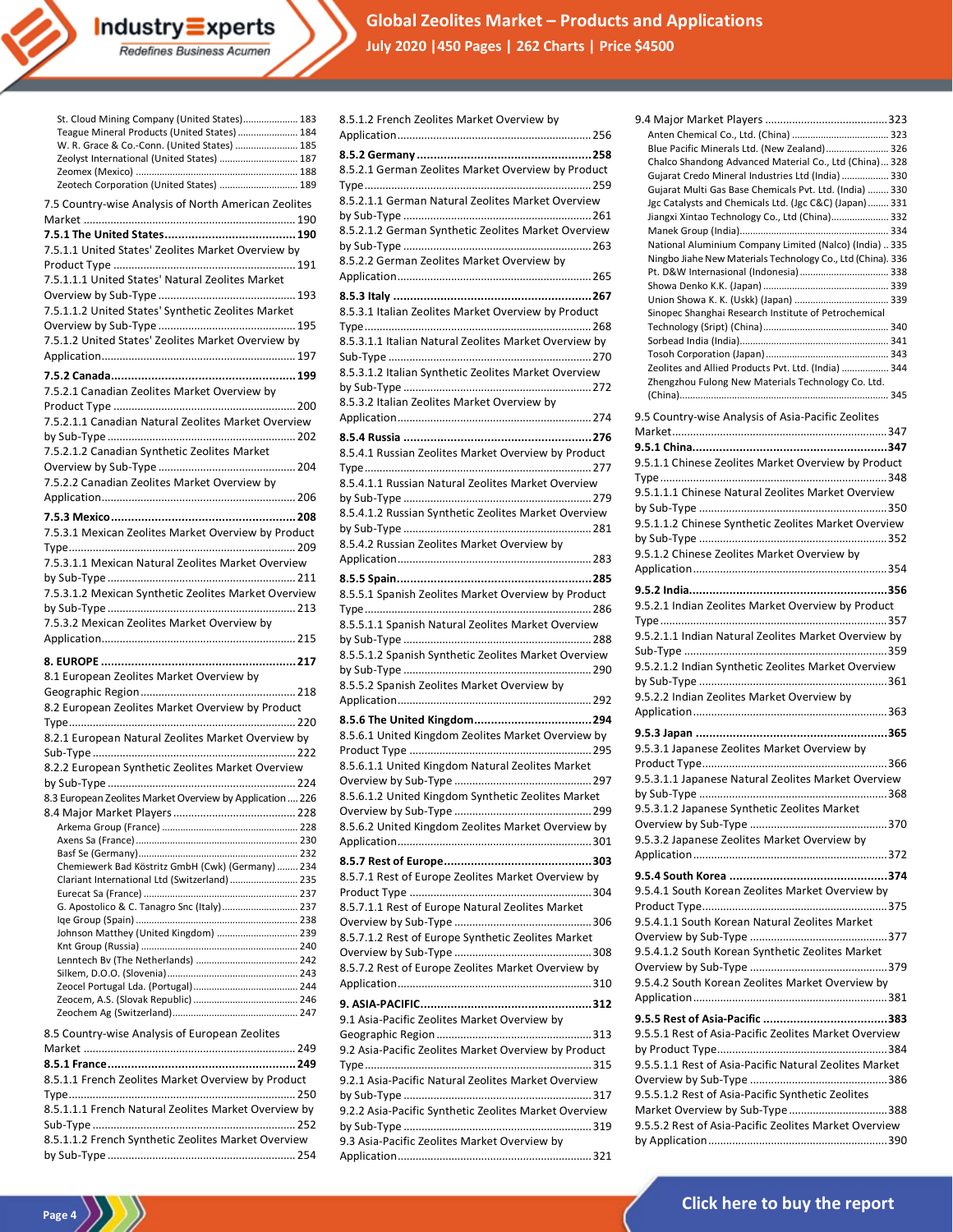St. Cloud Mining Company (United States) ..................... 183
Teague Mineral Products (United States) ....................... 184
W. R. Grace & Co.-Conn. (United States) ........................ 185
Zeolyst International (United States) .............................. 187
Zeomex (Mexico) .............................................................. 188
Zeotech Corporation (United States) ............................... 189

7.5 Country-wise Analysis of North American Zeolites Market ....................................................................... 190

**7.5.1 The United States....................................... 190**

7.5.1.1 United States' Zeolites Market Overview by Product Type ............................................................. 191
7.5.1.1.1 United States' Natural Zeolites Market Overview by Sub-Type ............................................... 193
7.5.1.1.2 United States' Synthetic Zeolites Market Overview by Sub-Type ............................................... 195
7.5.1.2 United States' Zeolites Market Overview by Application................................................................. 197

**7.5.2 Canada....................................................... 199**

7.5.2.1 Canadian Zeolites Market Overview by Product Type ............................................................. 200
7.5.2.1.1 Canadian Natural Zeolites Market Overview by Sub-Type ............................................................... 202
7.5.2.1.2 Canadian Synthetic Zeolites Market Overview by Sub-Type ............................................... 204
7.5.2.2 Canadian Zeolites Market Overview by Application................................................................. 206

**7.5.3 Mexico....................................................... 208**

7.5.3.1 Mexican Zeolites Market Overview by Product Type............................................................................ 209
7.5.3.1.1 Mexican Natural Zeolites Market Overview by Sub-Type ............................................................... 211
7.5.3.1.2 Mexican Synthetic Zeolites Market Overview by Sub-Type ............................................................... 213
7.5.3.2 Mexican Zeolites Market Overview by Application................................................................. 215

**8. EUROPE ........................................................... 217**

8.1 European Zeolites Market Overview by Geographic Region.................................................... 218
8.2 European Zeolites Market Overview by Product Type............................................................................ 220
8.2.1 European Natural Zeolites Market Overview by Sub-Type .................................................................... 222
8.2.2 European Synthetic Zeolites Market Overview by Sub-Type ............................................................... 224
8.3 European Zeolites Market Overview by Application .... 226
8.4 Major Market Players ......................................... 228

Arkema Group (France) ................................................... 228
Axens Sa (France) ............................................................ 230
Basf Se (Germany)............................................................ 232
Chemiewerk Bad Köstritz GmbH (Cwk) (Germany) ........ 234
Clariant International Ltd (Switzerland) .......................... 235
Eurecat Sa (France) .......................................................... 237
G. Apostolico & C. Tanagro Snc (Italy)............................. 237
Iqe Group (Spain) ............................................................. 238
Johnson Matthey (United Kingdom) ............................... 239
Knt Group (Russia) ........................................................... 240
Lenntech Bv (The Netherlands) ....................................... 242
Silkem, D.O.O. (Slovenia) ................................................. 243
Zeocel Portugal Lda. (Portugal)........................................ 244
Zeocem, A.S. (Slovak Republic) ........................................ 246
Zeochem Ag (Switzerland)................................................ 247

8.5 Country-wise Analysis of European Zeolites Market ....................................................................... 249

**8.5.1 France......................................................... 249**

8.5.1.1 French Zeolites Market Overview by Product Type............................................................................ 250
8.5.1.1.1 French Natural Zeolites Market Overview by Sub-Type .................................................................... 252
8.5.1.1.2 French Synthetic Zeolites Market Overview by Sub-Type ............................................................... 254
8.5.1.2 French Zeolites Market Overview by Application................................................................. 256

**8.5.2 Germany .................................................... 258**

8.5.2.1 German Zeolites Market Overview by Product Type............................................................................ 259
8.5.2.1.1 German Natural Zeolites Market Overview by Sub-Type ............................................................... 261
8.5.2.1.2 German Synthetic Zeolites Market Overview by Sub-Type ............................................................... 263
8.5.2.2 German Zeolites Market Overview by Application................................................................. 265

**8.5.3 Italy ........................................................... 267**

8.5.3.1 Italian Zeolites Market Overview by Product Type............................................................................ 268
8.5.3.1.1 Italian Natural Zeolites Market Overview by Sub-Type .................................................................... 270
8.5.3.1.2 Italian Synthetic Zeolites Market Overview by Sub-Type ............................................................... 272
8.5.3.2 Italian Zeolites Market Overview by Application................................................................. 274

**8.5.4 Russia ........................................................ 276**

8.5.4.1 Russian Zeolites Market Overview by Product Type............................................................................ 277
8.5.4.1.1 Russian Natural Zeolites Market Overview by Sub-Type ............................................................... 279
8.5.4.1.2 Russian Synthetic Zeolites Market Overview by Sub-Type ............................................................... 281
8.5.4.2 Russian Zeolites Market Overview by Application................................................................. 283

**8.5.5 Spain.......................................................... 285**

8.5.5.1 Spanish Zeolites Market Overview by Product Type............................................................................ 286
8.5.5.1.1 Spanish Natural Zeolites Market Overview by Sub-Type ............................................................... 288
8.5.5.1.2 Spanish Synthetic Zeolites Market Overview by Sub-Type ............................................................... 290
8.5.5.2 Spanish Zeolites Market Overview by Application................................................................. 292

**8.5.6 The United Kingdom................................... 294**

8.5.6.1 United Kingdom Zeolites Market Overview by Product Type ............................................................. 295
8.5.6.1.1 United Kingdom Natural Zeolites Market Overview by Sub-Type ............................................... 297
8.5.6.1.2 United Kingdom Synthetic Zeolites Market Overview by Sub-Type ............................................... 299
8.5.6.2 United Kingdom Zeolites Market Overview by Application................................................................. 301

**8.5.7 Rest of Europe............................................ 303**

8.5.7.1 Rest of Europe Zeolites Market Overview by Product Type ............................................................. 304
8.5.7.1.1 Rest of Europe Natural Zeolites Market Overview by Sub-Type ............................................... 306
8.5.7.1.2 Rest of Europe Synthetic Zeolites Market Overview by Sub-Type ............................................... 308
8.5.7.2 Rest of Europe Zeolites Market Overview by Application................................................................. 310

**9. ASIA-PACIFIC................................................... 312**

9.1 Asia-Pacific Zeolites Market Overview by Geographic Region.................................................... 313
9.2 Asia-Pacific Zeolites Market Overview by Product Type............................................................................ 315
9.2.1 Asia-Pacific Natural Zeolites Market Overview by Sub-Type ............................................................... 317
9.2.2 Asia-Pacific Synthetic Zeolites Market Overview by Sub-Type ............................................................... 319
9.3 Asia-Pacific Zeolites Market Overview by Application................................................................. 321
9.4 Major Market Players ......................................... 323

Anten Chemical Co., Ltd. (China) ..................................... 323
Blue Pacific Minerals Ltd. (New Zealand)........................ 326
Chalco Shandong Advanced Material Co., Ltd (China)... 328
Gujarat Credo Mineral Industries Ltd (India) .................. 330
Gujarat Multi Gas Base Chemicals Pvt. Ltd. (India) ........ 330
Jgc Catalysts and Chemicals Ltd. (Jgc C&C) (Japan) ........ 331
Jiangxi Xintao Technology Co., Ltd (China)...................... 332
Manek Group (India)........................................................ 334
National Aluminium Company Limited (Nalco) (India) .. 335
Ningbo Jiahe New Materials Technology Co., Ltd (China). 336
Pt. D&W Internasional (Indonesia) .................................. 338
Showa Denko K.K. (Japan) ............................................... 339
Union Showa K. K. (Uskk) (Japan) ................................... 339
Sinopec Shanghai Research Institute of Petrochemical Technology (Sript) (China)................................................ 340
Sorbead India (India)........................................................ 341
Tosoh Corporation (Japan) .............................................. 343
Zeolites and Allied Products Pvt. Ltd. (India) ................. 344
Zhengzhou Fulong New Materials Technology Co. Ltd. (China)............................................................................... 345

9.5 Country-wise Analysis of Asia-Pacific Zeolites Market....................................................................... 347

**9.5.1 China.......................................................... 347**

9.5.1.1 Chinese Zeolites Market Overview by Product Type ............................................................................ 348
9.5.1.1.1 Chinese Natural Zeolites Market Overview by Sub-Type ............................................................... 350
9.5.1.1.2 Chinese Synthetic Zeolites Market Overview by Sub-Type ............................................................... 352
9.5.1.2 Chinese Zeolites Market Overview by Application................................................................. 354

**9.5.2 India........................................................... 356**

9.5.2.1 Indian Zeolites Market Overview by Product Type ............................................................................ 357
9.5.2.1.1 Indian Natural Zeolites Market Overview by Sub-Type .................................................................... 359
9.5.2.1.2 Indian Synthetic Zeolites Market Overview by Sub-Type ............................................................... 361
9.5.2.2 Indian Zeolites Market Overview by Application................................................................. 363

**9.5.3 Japan ......................................................... 365**

9.5.3.1 Japanese Zeolites Market Overview by Product Type............................................................. 366
9.5.3.1.1 Japanese Natural Zeolites Market Overview by Sub-Type ............................................................... 368
9.5.3.1.2 Japanese Synthetic Zeolites Market Overview by Sub-Type ............................................... 370
9.5.3.2 Japanese Zeolites Market Overview by Application................................................................. 372

**9.5.4 South Korea ............................................... 374**

9.5.4.1 South Korean Zeolites Market Overview by Product Type............................................................. 375
9.5.4.1.1 South Korean Natural Zeolites Market Overview by Sub-Type ............................................... 377
9.5.4.1.2 South Korean Synthetic Zeolites Market Overview by Sub-Type ............................................... 379
9.5.4.2 South Korean Zeolites Market Overview by Application................................................................. 381

**9.5.5 Rest of Asia-Pacific ..................................... 383**

9.5.5.1 Rest of Asia-Pacific Zeolites Market Overview by Product Type......................................................... 384
9.5.5.1.1 Rest of Asia-Pacific Natural Zeolites Market Overview by Sub-Type ............................................... 386
9.5.5.1.2 Rest of Asia-Pacific Synthetic Zeolites Market Overview by Sub-Type ................................. 388
9.5.5.2 Rest of Asia-Pacific Zeolites Market Overview by Application........................................................... 390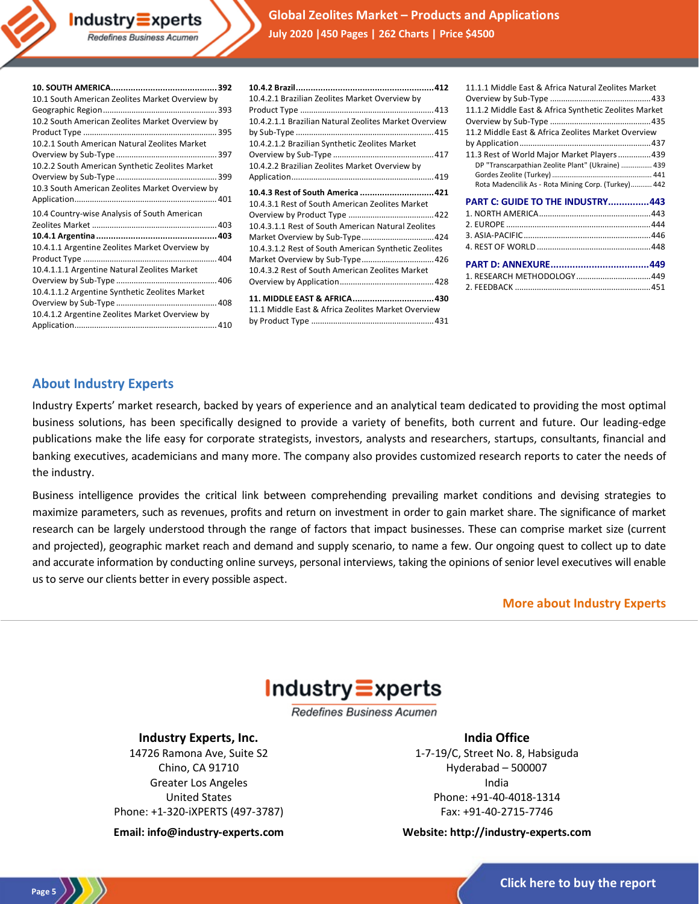**10. SOUTH AMERICA........................................392**
10.1 South American Zeolites Market Overview by Geographic Region........................................393
10.2 South American Zeolites Market Overview by Product Type........................................395
10.2.1 South American Natural Zeolites Market Overview by Sub-Type........................................397
10.2.2 South American Synthetic Zeolites Market Overview by Sub-Type........................................399
10.3 South American Zeolites Market Overview by Application........................................401

10.4 Country-wise Analysis of South American Zeolites Market........................................403
**10.4.1 Argentina........................................403**
10.4.1.1 Argentine Zeolites Market Overview by Product Type........................................404
10.4.1.1.1 Argentine Natural Zeolites Market Overview by Sub-Type........................................406
10.4.1.1.2 Argentine Synthetic Zeolites Market Overview by Sub-Type........................................408
10.4.1.2 Argentine Zeolites Market Overview by Application........................................410
**10.4.2 Brazil........................................412**
10.4.2.1 Brazilian Zeolites Market Overview by Product Type........................................413
10.4.2.1.1 Brazilian Natural Zeolites Market Overview by Sub-Type........................................415
10.4.2.1.2 Brazilian Synthetic Zeolites Market Overview by Sub-Type........................................417
10.4.2.2 Brazilian Zeolites Market Overview by Application........................................419

**10.4.3 Rest of South America........................................421**
10.4.3.1 Rest of South American Zeolites Market Overview by Product Type........................................422
10.4.3.1.1 Rest of South American Natural Zeolites Market Overview by Sub-Type........................................424
10.4.3.1.2 Rest of South American Synthetic Zeolites Market Overview by Sub-Type........................................426
10.4.3.2 Rest of South American Zeolites Market Overview by Application........................................428

**11. MIDDLE EAST & AFRICA........................................430**
11.1 Middle East & Africa Zeolites Market Overview by Product Type........................................431
11.1.1 Middle East & Africa Natural Zeolites Market Overview by Sub-Type........................................433
11.1.2 Middle East & Africa Synthetic Zeolites Market Overview by Sub-Type........................................435
11.2 Middle East & Africa Zeolites Market Overview by Application........................................437
11.3 Rest of World Major Market Players........................................439
DP "Transcarpathian Zeolite Plant" (Ukraine)........................................439
Gordes Zeolite (Turkey)........................................441
Rota Madencilik As - Rota Mining Corp. (Turkey)........................................442

**PART C: GUIDE TO THE INDUSTRY........................................443**
1. NORTH AMERICA........................................443
2. EUROPE........................................444
3. ASIA-PACIFIC........................................446
4. REST OF WORLD........................................448

**PART D: ANNEXURE........................................449**
1. RESEARCH METHODOLOGY........................................449
2. FEEDBACK........................................451

## About Industry Experts

Industry Experts' market research, backed by years of experience and an analytical team dedicated to providing the most optimal business solutions, has been specifically designed to provide a variety of benefits, both current and future. Our leading-edge publications make the life easy for corporate strategists, investors, analysts and researchers, startups, consultants, financial and banking executives, academicians and many more. The company also provides customized research reports to cater the needs of the industry.

Business intelligence provides the critical link between comprehending prevailing market conditions and devising strategies to maximize parameters, such as revenues, profits and return on investment in order to gain market share. The significance of market research can be largely understood through the range of factors that impact businesses. These can comprise market size (current and projected), geographic market reach and demand and supply scenario, to name a few. Our ongoing quest to collect up to date and accurate information by conducting online surveys, personal interviews, taking the opinions of senior level executives will enable us to serve our clients better in every possible aspect.

**More about Industry Experts**

Industry Experts
Redefines Business Acumen

**Industry Experts, Inc.**
14726 Ramona Ave, Suite S2
Chino, CA 91710
Greater Los Angeles
United States
Phone: +1-320-iXPERTS (497-3787)
**Email: info@industry-experts.com**

**India Office**
1-7-19/C, Street No. 8, Habsiguda
Hyderabad – 500007
India
Phone: +91-40-4018-1314
Fax: +91-40-2715-7746
**Website: http://industry-experts.com**

**Click here to buy the report**